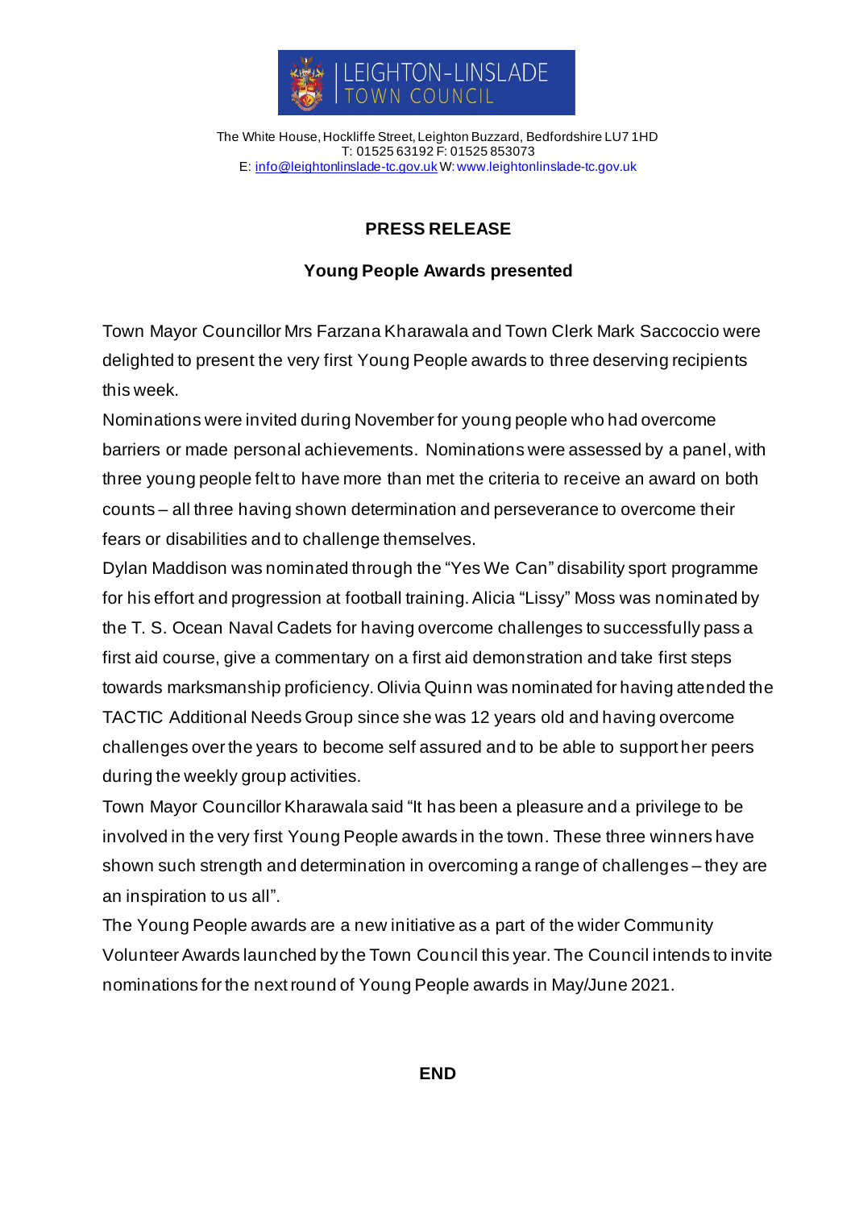LEIGHTON-LINSLADE TOWN COUNCIL

The White House, Hockliffe Street, Leighton Buzzard, Bedfordshire LU7 1HD
T: 01525 63192 F: 01525 853073
E: info@leightonlinslade-tc.gov.uk W: www.leightonlinslade-tc.gov.uk

# PRESS RELEASE

## Young People Awards presented

Town Mayor Councillor Mrs Farzana Kharawala and Town Clerk Mark Saccoccio were delighted to present the very first Young People awards to three deserving recipients this week.

Nominations were invited during November for young people who had overcome barriers or made personal achievements. Nominations were assessed by a panel, with three young people felt to have more than met the criteria to receive an award on both counts – all three having shown determination and perseverance to overcome their fears or disabilities and to challenge themselves.

Dylan Maddison was nominated through the "Yes We Can" disability sport programme for his effort and progression at football training. Alicia "Lissy" Moss was nominated by the T. S. Ocean Naval Cadets for having overcome challenges to successfully pass a first aid course, give a commentary on a first aid demonstration and take first steps towards marksmanship proficiency. Olivia Quinn was nominated for having attended the TACTIC Additional Needs Group since she was 12 years old and having overcome challenges over the years to become self assured and to be able to support her peers during the weekly group activities.

Town Mayor Councillor Kharawala said "It has been a pleasure and a privilege to be involved in the very first Young People awards in the town. These three winners have shown such strength and determination in overcoming a range of challenges – they are an inspiration to us all".

The Young People awards are a new initiative as a part of the wider Community Volunteer Awards launched by the Town Council this year. The Council intends to invite nominations for the next round of Young People awards in May/June 2021.

**END**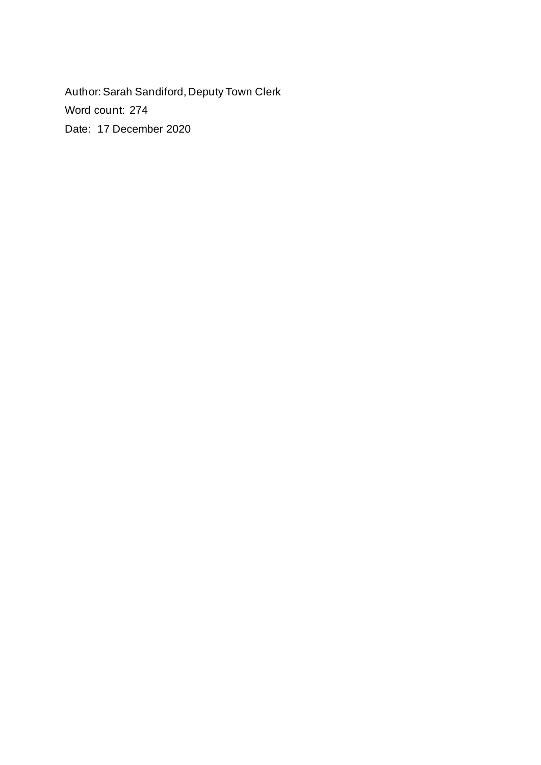Author: Sarah Sandiford, Deputy Town Clerk

Word count: 274

Date: 17 December 2020